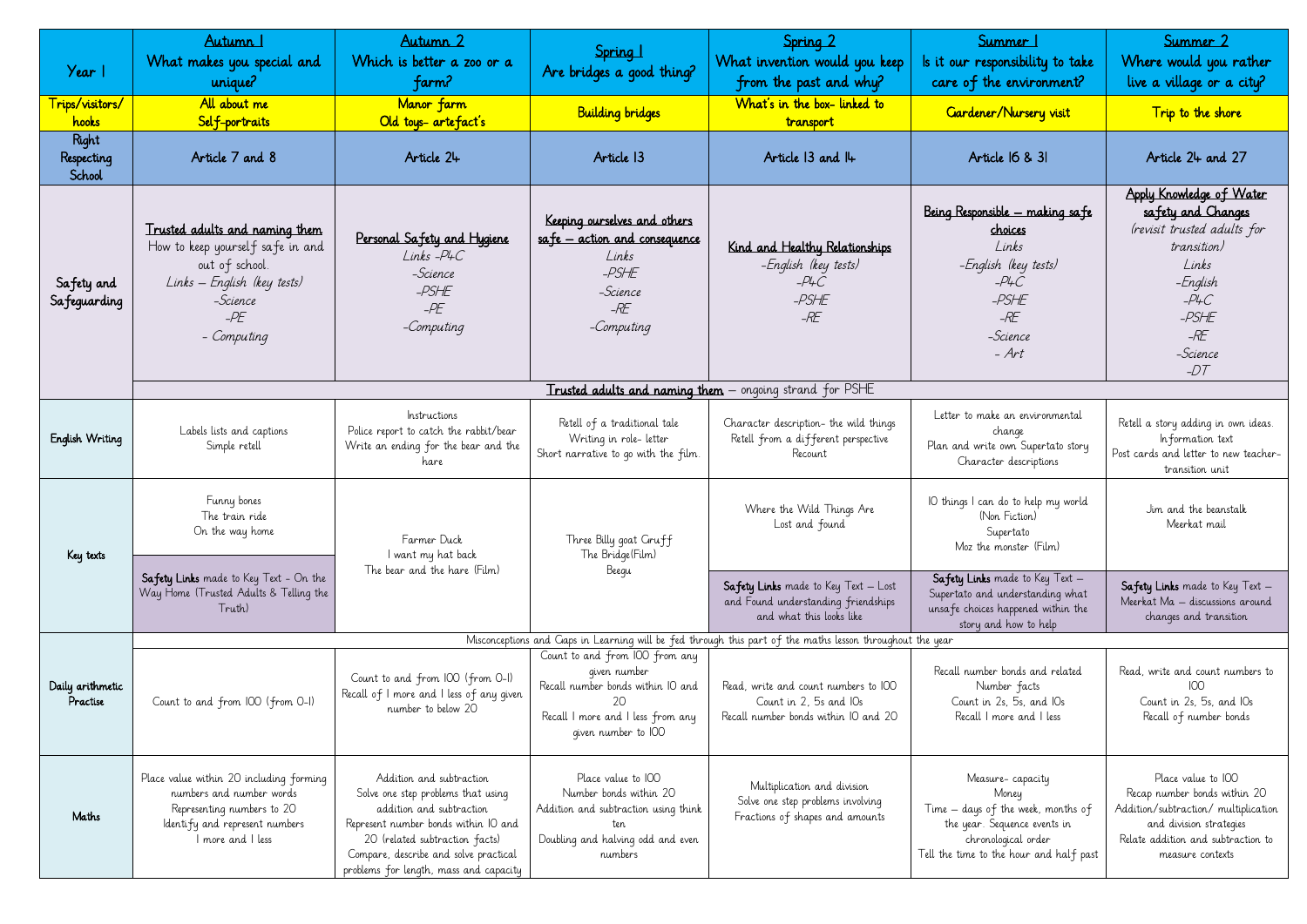| Year 1 | Autumn 1<br>What makes you special and unique? | Autumn 2<br>Which is better a zoo or a farm? | Spring 1<br>Are bridges a good thing? | Spring 2<br>What invention would you keep from the past and why? | Summer 1<br>Is it our responsibility to take care of the environment? | Summer 2<br>Where would you rather live a village or a city? |
|---|---|---|---|---|---|---|
| Trips/visitors/hooks | All about me<br>Self-portraits | Manor farm<br>Old toys- artefact's | Building bridges | What's in the box- linked to transport | Gardener/Nursery visit | Trip to the shore |
| Right Respecting School | Article 7 and 8 | Article 24 | Article 13 | Article 13 and 14 | Article 16 & 31 | Article 24 and 27 |
| Safety and Safeguarding | <u>Trusted adults and naming them</u><br>How to keep yourself safe in and out of school.<br>*Links – English (key tests)*<br>*-Science*<br>*-PE*<br>*- Computing* | <u>Personal Safety and Hygiene</u><br>*Links -P4C*<br>*-Science*<br>*-PSHE*<br>*-PE*<br>*-Computing* | <u>Keeping ourselves and others safe – action and consequence</u><br>*Links*<br>*-PSHE*<br>*-Science*<br>*-RE*<br>*-Computing* | <u>Kind and Healthy Relationships</u><br>*-English (key tests)*<br>*-P4C*<br>*-PSHE*<br>*-RE* | <u>Being Responsible – making safe choices</u><br>*Links*<br>*-English (key tests)*<br>*-P4C*<br>*-PSHE*<br>*-RE*<br>*-Science*<br>*- Art* | <u>Apply Knowledge of Water safety and Changes</u><br>*(revisit trusted adults for transition)*<br>*Links*<br>*-English*<br>*-P4C*<br>*-PSHE*<br>*-RE*<br>*-Science*<br>*-DT* |
| | <u>Trusted adults and naming them</u> – ongoing strand for PSHE | | | | | |
| English Writing | Labels lists and captions<br>Simple retell | Instructions<br>Police report to catch the rabbit/bear<br>Write an ending for the bear and the hare | Retell of a traditional tale<br>Writing in role- letter<br>Short narrative to go with the film. | Character description- the wild things<br>Retell from a different perspective<br>Recount | Letter to make an environmental change<br>Plan and write own Supertato story<br>Character descriptions | Retell a story adding in own ideas.<br>Information text<br>Post cards and letter to new teacher- transition unit |
| Key texts | Funny bones<br>The train ride<br>On the way home | Farmer Duck<br>I want my hat back<br>The bear and the hare (Film) | Three Billy goat Gruff<br>The Bridge(Film)<br>Beegu | Where the Wild Things Are<br>Lost and found | 10 things I can do to help my world (Non Fiction)<br>Supertato<br>Moz the monster (Film) | Jim and the beanstalk<br>Meerkat mail |
| | **Safety Links** made to Key Text - On the Way Home (Trusted Adults & Telling the Truth) | | | **Safety Links** made to Key Text – Lost and Found understanding friendships and what this looks like | **Safety Links** made to Key Text – Supertato and understanding what unsafe choices happened within the story and how to help | **Safety Links** made to Key Text – Meerkat Ma – discussions around changes and transition |
| Daily arithmetic Practise | Misconceptions and Gaps in Learning will be fed through this part of the maths lesson throughout the year | | | | | |
| | Count to and from 100 (from 0-1) | Count to and from 100 (from 0-1)<br>Recall of 1 more and 1 less of any given number to below 20 | Count to and from 100 from any given number<br>Recall number bonds within 10 and 20<br>Recall 1 more and 1 less from any given number to 100 | Read, write and count numbers to 100<br>Count in 2, 5s and 10s<br>Recall number bonds within 10 and 20 | Recall number bonds and related Number facts<br>Count in 2s, 5s, and 10s<br>Recall 1 more and 1 less | Read, write and count numbers to 100<br>Count in 2s, 5s, and 10s<br>Recall of number bonds |
| Maths | Place value within 20 including forming numbers and number words<br>Representing numbers to 20<br>Identify and represent numbers<br>1 more and 1 less | Addition and subtraction<br>Solve one step problems that using addition and subtraction<br>Represent number bonds within 10 and 20 (related subtraction facts)<br>Compare, describe and solve practical problems for length, mass and capacity | Place value to 100<br>Number bonds within 20<br>Addition and subtraction using think ten<br>Doubling and halving odd and even numbers | Multiplication and division<br>Solve one step problems involving<br>Fractions of shapes and amounts | Measure- capacity<br>Money<br>Time – days of the week, months of the year. Sequence events in chronological order<br>Tell the time to the hour and half past | Place value to 100<br>Recap number bonds within 20<br>Addition/subtraction/ multiplication and division strategies<br>Relate addition and subtraction to measure contexts |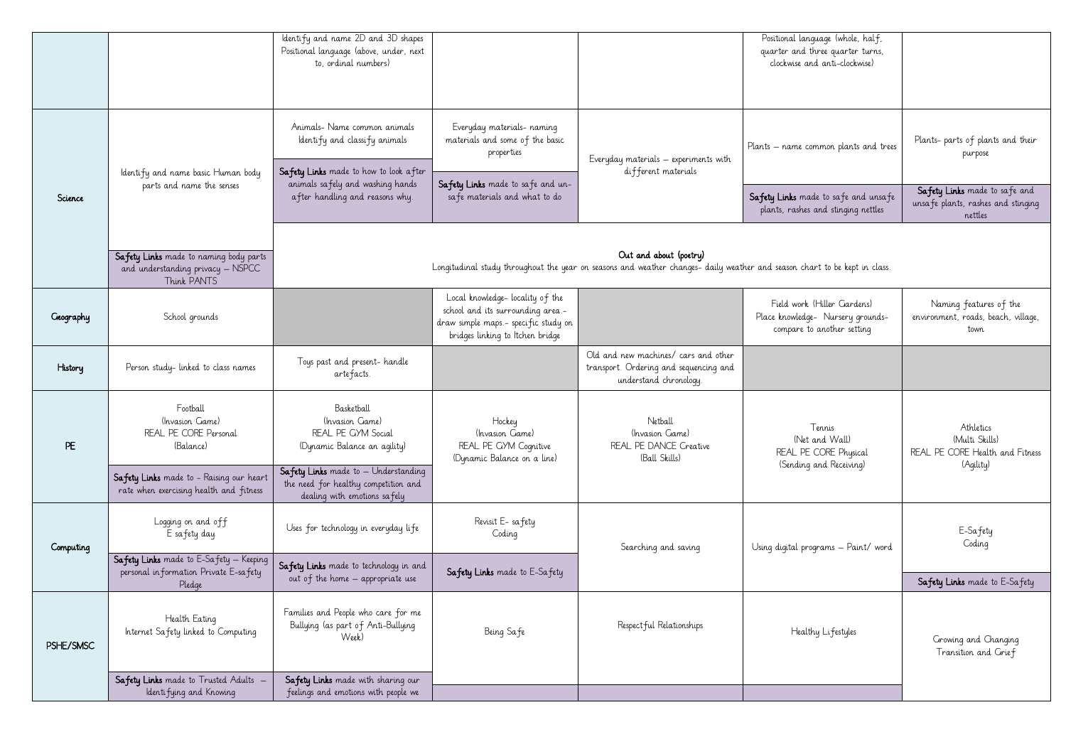| | | | | | | |
|---|---|---|---|---|---|---|
| | | Identify and name 2D and 3D shapes<br>Positional language (above, under, next to, ordinal numbers) | | | Positional language (whole, half, quarter and three quarter turns, clockwise and anti-clockwise) | |
| Science | Identify and name basic Human body parts and name the senses | Animals- Name common animals<br>Identify and classify animals | Everyday materials- naming materials and some of the basic properties | Everyday materials – experiments with different materials | Plants – name common plants and trees | Plants- parts of plants and their purpose |
| | | **Safety Links** made to how to look after animals safely and washing hands after handling and reasons why. | **Safety Links** made to safe and un-safe materials and what to do | | **Safety Links** made to safe and unsafe plants, rashes and stinging nettles | **Safety Links** made to safe and unsafe plants, rashes and stinging nettles |
| | **Safety Links** made to naming body parts and understanding privacy – NSPCC Think PANTS | **Out and about (poetry)**<br>Longitudinal study throughout the year on seasons and weather changes- daily weather and season chart to be kept in class. | | | | |
| Geography | School grounds | | Local knowledge- locality of the school and its surrounding area.- draw simple maps.- specific study on bridges linking to Itchen bridge | | Field work (Hiller Gardens)<br>Place knowledge- Nursery grounds- compare to another setting | Naming features of the environment, roads, beach, village, town |
| History | Person study- linked to class names | Toys past and present- handle artefacts. | | Old and new machines/ cars and other transport. Ordering and sequencing and understand chronology. | | |
| PE | Football<br>(Invasion Game)<br>REAL PE CORE Personal<br>(Balance) | Basketball<br>(Invasion Game)<br>REAL PE GYM Social<br>(Dynamic Balance an agility) | Hockey<br>(Invasion Game)<br>REAL PE GYM Cognitive<br>(Dynamic Balance on a line) | Netball<br>(Invasion Game)<br>REAL PE DANCE Creative<br>(Ball Skills) | Tennis<br>(Net and Wall)<br>REAL PE CORE Physical<br>(Sending and Receiving) | Athletics<br>(Multi Skills)<br>REAL PE CORE Health and Fitness<br>(Agility) |
| | **Safety Links** made to - Raising our heart rate when exercising health and fitness | **Safety Links** made to – Understanding the need for healthy competition and dealing with emotions safely | | | | |
| Computing | Logging on and off<br>E safety day | Uses for technology in everyday life | Revisit E- safety<br>Coding | Searching and saving | Using digital programs – Paint/ word | E-Safety<br>Coding |
| | **Safety Links** made to E-Safety – Keeping personal information Private E-safety Pledge | **Safety Links** made to technology in and out of the home – appropriate use | **Safety Links** made to E-Safety | | | **Safety Links** made to E-Safety |
| PSHE/SMSC | Health Eating<br>Internet Safety linked to Computing | Families and People who care for me<br>Bullying (as part of Anti-Bullying Week) | Being Safe | Respectful Relationships | Healthy Lifestyles | Growing and Changing<br>Transition and Grief |
| | **Safety Links** made to Trusted Adults – Identifying and Knowing | **Safety Links** made with sharing our feelings and emotions with people we | | | | |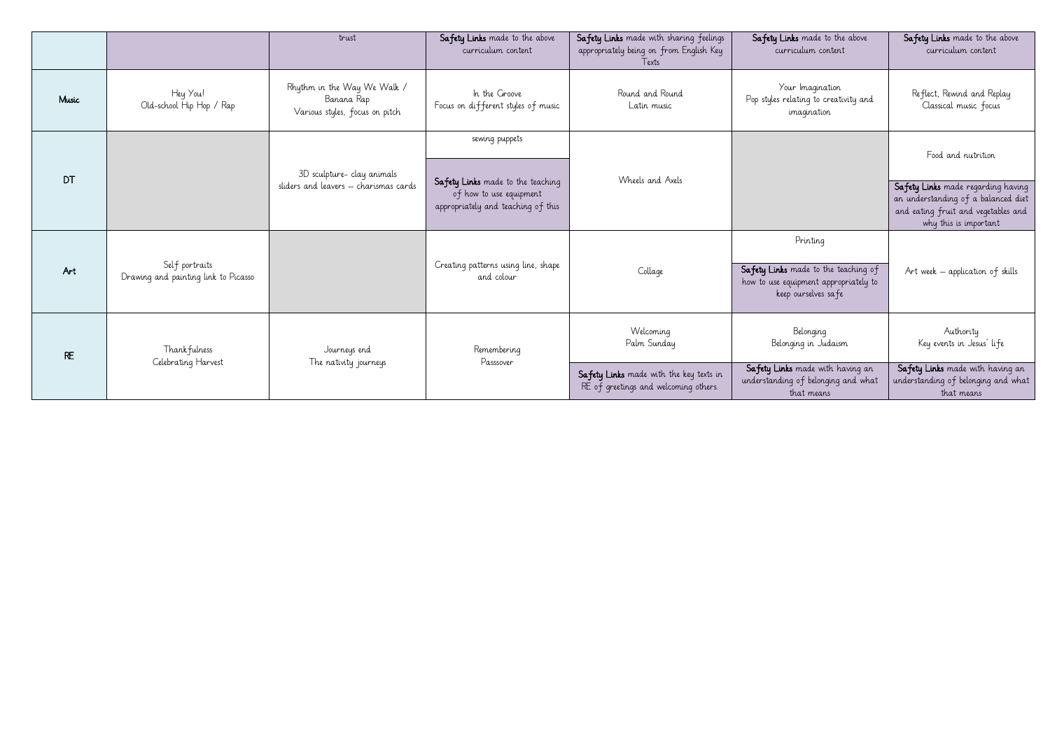| | | | | | | |
|---|---|---|---|---|---|---|
| | | trust | **Safety Links** made to the above curriculum content | **Safety Links** made with sharing feelings appropriately being on from English Key Texts | **Safety Links** made to the above curriculum content | **Safety Links** made to the above curriculum content |
| **Music** | Hey You! Old-school Hip Hop / Rap | Rhythm in the Way We Walk / Banana Rap Various styles, focus on pitch | In the Groove Focus on different styles of music | Round and Round Latin music | Your Imagination Pop styles relating to creativity and imagination | Reflect, Rewind and Replay Classical music focus |
| DT | | 3D sculpture- clay animals sliders and leavers – charismas cards | sewing puppets<br><br>**Safety Links** made to the teaching of how to use equipment appropriately and teaching of this | Wheels and Axels | | Food and nutrition<br><br>**Safety Links** made regarding having an understanding of a balanced diet and eating fruit and vegetables and why this is important |
| **Art** | Self portraits Drawing and painting link to Picasso | | Creating patterns using line, shape and colour | Collage | Printing<br><br>**Safety Links** made to the teaching of how to use equipment appropriately to keep ourselves safe | Art week – application of skills |
| RE | Thankfulness Celebrating Harvest | Journeys end The nativity journeys | Remembering Passsover | Welcoming Palm Sunday<br><br>**Safety Links** made with the key texts in RE of greetings and welcoming others. | Belonging Belonging in Judaism<br><br>**Safety Links** made with having an understanding of belonging and what that means | Authority Key events in Jesus' life<br><br>**Safety Links** made with having an understanding of belonging and what that means |